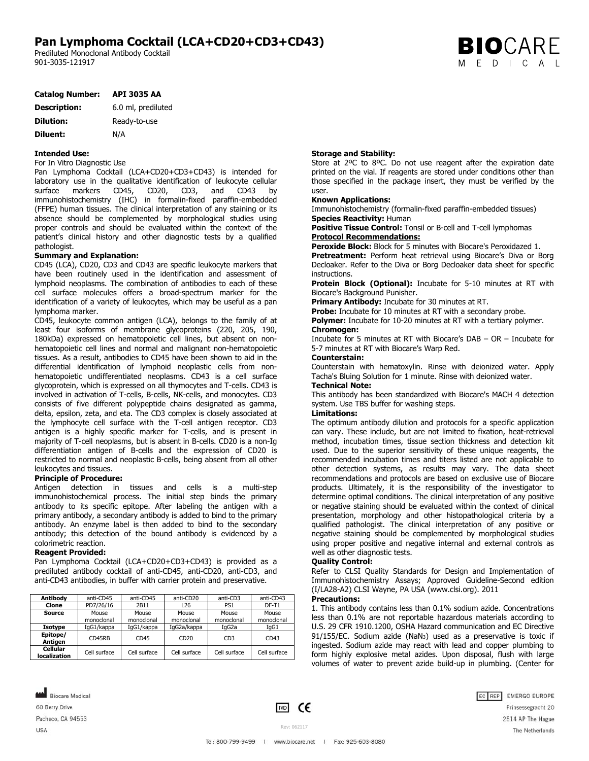# Pan Lymphoma Cocktail (LCA+CD20+CD3+CD43)

Prediluted Monoclonal Antibody Cocktail
901-3035-121917

**BIOCARE** MEDICAL

| | |
|---|---|
| **Catalog Number:** | **API 3035 AA** |
| **Description:** | 6.0 ml, prediluted |
| **Dilution:** | Ready-to-use |
| **Diluent:** | N/A |

**Intended Use:**
For In Vitro Diagnostic Use
Pan Lymphoma Cocktail (LCA+CD20+CD3+CD43) is intended for laboratory use in the qualitative identification of leukocyte cellular surface markers CD45, CD20, CD3, and CD43 by immunohistochemistry (IHC) in formalin-fixed paraffin-embedded (FFPE) human tissues. The clinical interpretation of any staining or its absence should be complemented by morphological studies using proper controls and should be evaluated within the context of the patient's clinical history and other diagnostic tests by a qualified pathologist.

**Summary and Explanation:**
CD45 (LCA), CD20, CD3 and CD43 are specific leukocyte markers that have been routinely used in the identification and assessment of lymphoid neoplasms. The combination of antibodies to each of these cell surface molecules offers a broad-spectrum marker for the identification of a variety of leukocytes, which may be useful as a pan lymphoma marker.
CD45, leukocyte common antigen (LCA), belongs to the family of at least four isoforms of membrane glycoproteins (220, 205, 190, 180kDa) expressed on hematopoietic cell lines, but absent on non-hematopoietic cell lines and normal and malignant non-hematopoietic tissues. As a result, antibodies to CD45 have been shown to aid in the differential identification of lymphoid neoplastic cells from non-hematopoietic undifferentiated neoplasms. CD43 is a cell surface glycoprotein, which is expressed on all thymocytes and T-cells. CD43 is involved in activation of T-cells, B-cells, NK-cells, and monocytes. CD3 consists of five different polypeptide chains designated as gamma, delta, epsilon, zeta, and eta. The CD3 complex is closely associated at the lymphocyte cell surface with the T-cell antigen receptor. CD3 antigen is a highly specific marker for T-cells, and is present in majority of T-cell neoplasms, but is absent in B-cells. CD20 is a non-Ig differentiation antigen of B-cells and the expression of CD20 is restricted to normal and neoplastic B-cells, being absent from all other leukocytes and tissues.

**Principle of Procedure:**
Antigen detection in tissues and cells is a multi-step immunohistochemical process. The initial step binds the primary antibody to its specific epitope. After labeling the antigen with a primary antibody, a secondary antibody is added to bind to the primary antibody. An enzyme label is then added to bind to the secondary antibody; this detection of the bound antibody is evidenced by a colorimetric reaction.

**Reagent Provided:**
Pan Lymphoma Cocktail (LCA+CD20+CD3+CD43) is provided as a prediluted antibody cocktail of anti-CD45, anti-CD20, anti-CD3, and anti-CD43 antibodies, in buffer with carrier protein and preservative.

| Antibody | anti-CD45 | anti-CD45 | anti-CD20 | anti-CD3 | anti-CD43 |
|---|---|---|---|---|---|
| Clone | PD7/26/16 | 2B11 | L26 | PS1 | DF-T1 |
| Source | Mouse monoclonal | Mouse monoclonal | Mouse monoclonal | Mouse monoclonal | Mouse monoclonal |
| Isotype | IgG1/kappa | IgG1/kappa | IgG2a/kappa | IgG2a | IgG1 |
| Epitope/ Antigen | CD45RB | CD45 | CD20 | CD3 | CD43 |
| Cellular localization | Cell surface | Cell surface | Cell surface | Cell surface | Cell surface |

**Storage and Stability:**
Store at 2ºC to 8ºC. Do not use reagent after the expiration date printed on the vial. If reagents are stored under conditions other than those specified in the package insert, they must be verified by the user.

**Known Applications:**
Immunohistochemistry (formalin-fixed paraffin-embedded tissues)

**Species Reactivity:** Human

**Positive Tissue Control:** Tonsil or B-cell and T-cell lymphomas

**Protocol Recommendations:**

**Peroxide Block:** Block for 5 minutes with Biocare's Peroxidazed 1.

**Pretreatment:** Perform heat retrieval using Biocare's Diva or Borg Decloaker. Refer to the Diva or Borg Decloaker data sheet for specific instructions.

**Protein Block (Optional):** Incubate for 5-10 minutes at RT with Biocare's Background Punisher.

**Primary Antibody:** Incubate for 30 minutes at RT.

**Probe:** Incubate for 10 minutes at RT with a secondary probe.

**Polymer:** Incubate for 10-20 minutes at RT with a tertiary polymer.

**Chromogen:**
Incubate for 5 minutes at RT with Biocare's DAB – OR – Incubate for 5-7 minutes at RT with Biocare's Warp Red.

**Counterstain:**
Counterstain with hematoxylin. Rinse with deionized water. Apply Tacha's Bluing Solution for 1 minute. Rinse with deionized water.

**Technical Note:**
This antibody has been standardized with Biocare's MACH 4 detection system. Use TBS buffer for washing steps.

**Limitations:**
The optimum antibody dilution and protocols for a specific application can vary. These include, but are not limited to fixation, heat-retrieval method, incubation times, tissue section thickness and detection kit used. Due to the superior sensitivity of these unique reagents, the recommended incubation times and titers listed are not applicable to other detection systems, as results may vary. The data sheet recommendations and protocols are based on exclusive use of Biocare products. Ultimately, it is the responsibility of the investigator to determine optimal conditions. The clinical interpretation of any positive or negative staining should be evaluated within the context of clinical presentation, morphology and other histopathological criteria by a qualified pathologist. The clinical interpretation of any positive or negative staining should be complemented by morphological studies using proper positive and negative internal and external controls as well as other diagnostic tests.

**Quality Control:**
Refer to CLSI Quality Standards for Design and Implementation of Immunohistochemistry Assays; Approved Guideline-Second edition (I/LA28-A2) CLSI Wayne, PA USA (www.clsi.org). 2011

**Precautions:**
1. This antibody contains less than 0.1% sodium azide. Concentrations less than 0.1% are not reportable hazardous materials according to U.S. 29 CFR 1910.1200, OSHA Hazard communication and EC Directive 91/155/EC. Sodium azide ($NaN_3$) used as a preservative is toxic if ingested. Sodium azide may react with lead and copper plumbing to form highly explosive metal azides. Upon disposal, flush with large volumes of water to prevent azide build-up in plumbing. (Center for

Biocare Medical
60 Berry Drive
Pacheco, CA 94553
USA

EC REP EMERGO EUROPE
Prinsessegracht 20
2514 AP The Hague
The Netherlands

Rev: 062117

Tel: 800-799-9499 | www.biocare.net | Fax: 925-603-8080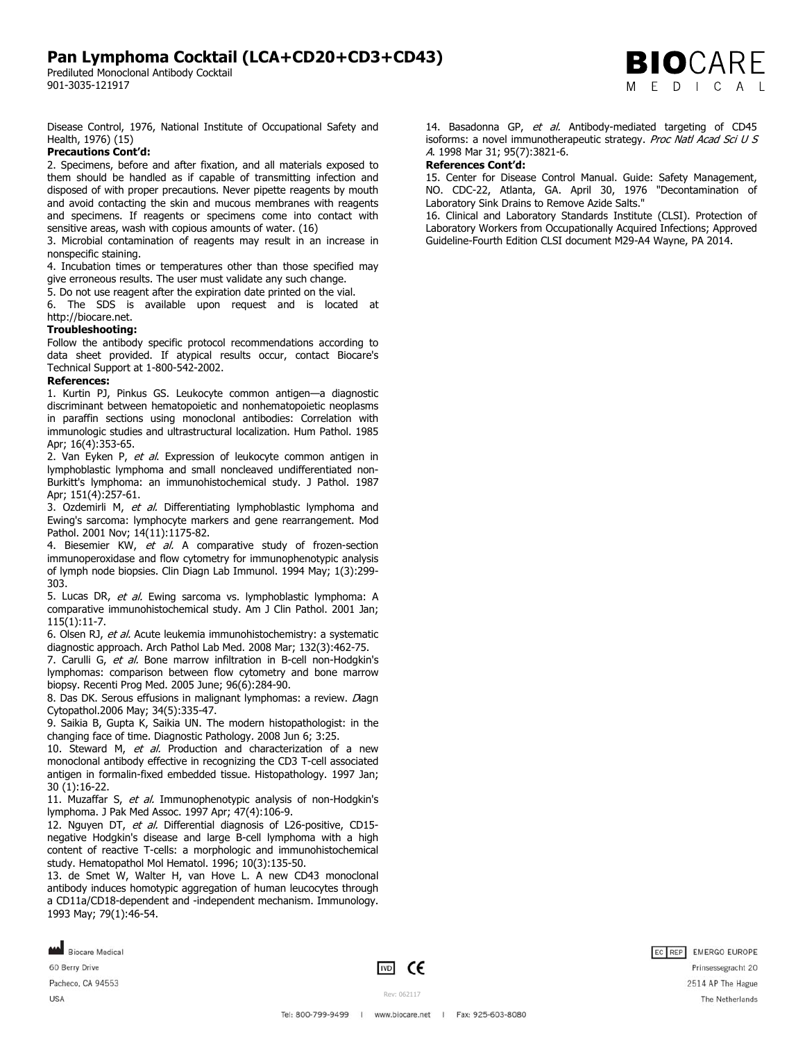Disease Control, 1976, National Institute of Occupational Safety and Health, 1976) (15)

**Precautions Cont'd:**

2. Specimens, before and after fixation, and all materials exposed to them should be handled as if capable of transmitting infection and disposed of with proper precautions. Never pipette reagents by mouth and avoid contacting the skin and mucous membranes with reagents and specimens. If reagents or specimens come into contact with sensitive areas, wash with copious amounts of water. (16)
3. Microbial contamination of reagents may result in an increase in nonspecific staining.
4. Incubation times or temperatures other than those specified may give erroneous results. The user must validate any such change.
5. Do not use reagent after the expiration date printed on the vial.
6. The SDS is available upon request and is located at http://biocare.net.

**Troubleshooting:**

Follow the antibody specific protocol recommendations according to data sheet provided. If atypical results occur, contact Biocare's Technical Support at 1-800-542-2002.

**References:**

1. Kurtin PJ, Pinkus GS. Leukocyte common antigen—a diagnostic discriminant between hematopoietic and nonhematopoietic neoplasms in paraffin sections using monoclonal antibodies: Correlation with immunologic studies and ultrastructural localization. Hum Pathol. 1985 Apr; 16(4):353-65.
2. Van Eyken P, *et al.* Expression of leukocyte common antigen in lymphoblastic lymphoma and small noncleaved undifferentiated non-Burkitt's lymphoma: an immunohistochemical study. J Pathol. 1987 Apr; 151(4):257-61.
3. Ozdemirli M, *et al.* Differentiating lymphoblastic lymphoma and Ewing's sarcoma: lymphocyte markers and gene rearrangement. Mod Pathol. 2001 Nov; 14(11):1175-82.
4. Biesemier KW, *et al.* A comparative study of frozen-section immunoperoxidase and flow cytometry for immunophenotypic analysis of lymph node biopsies. Clin Diagn Lab Immunol. 1994 May; 1(3):299-303.
5. Lucas DR, *et al.* Ewing sarcoma vs. lymphoblastic lymphoma: A comparative immunohistochemical study. Am J Clin Pathol. 2001 Jan; 115(1):11-7.
6. Olsen RJ, *et al.* Acute leukemia immunohistochemistry: a systematic diagnostic approach. Arch Pathol Lab Med. 2008 Mar; 132(3):462-75.
7. Carulli G, *et al.* Bone marrow infiltration in B-cell non-Hodgkin's lymphomas: comparison between flow cytometry and bone marrow biopsy. Recenti Prog Med. 2005 June; 96(6):284-90.
8. Das DK. Serous effusions in malignant lymphomas: a review. *D*iagn Cytopathol.2006 May; 34(5):335-47.
9. Saikia B, Gupta K, Saikia UN. The modern histopathologist: in the changing face of time. Diagnostic Pathology. 2008 Jun 6; 3:25.
10. Steward M, *et al.* Production and characterization of a new monoclonal antibody effective in recognizing the CD3 T-cell associated antigen in formalin-fixed embedded tissue. Histopathology. 1997 Jan; 30 (1):16-22.
11. Muzaffar S, *et al.* Immunophenotypic analysis of non-Hodgkin's lymphoma. J Pak Med Assoc. 1997 Apr; 47(4):106-9.
12. Nguyen DT, *et al.* Differential diagnosis of L26-positive, CD15-negative Hodgkin's disease and large B-cell lymphoma with a high content of reactive T-cells: a morphologic and immunohistochemical study. Hematopathol Mol Hematol. 1996; 10(3):135-50.
13. de Smet W, Walter H, van Hove L. A new CD43 monoclonal antibody induces homotypic aggregation of human leucocytes through a CD11a/CD18-dependent and -independent mechanism. Immunology. 1993 May; 79(1):46-54.
14. Basadonna GP, *et al.* Antibody-mediated targeting of CD45 isoforms: a novel immunotherapeutic strategy. *Proc Natl Acad Sci U S A.* 1998 Mar 31; 95(7):3821-6.

**References Cont'd:**

15. Center for Disease Control Manual. Guide: Safety Management, NO. CDC-22, Atlanta, GA. April 30, 1976 "Decontamination of Laboratory Sink Drains to Remove Azide Salts."
16. Clinical and Laboratory Standards Institute (CLSI). Protection of Laboratory Workers from Occupationally Acquired Infections; Approved Guideline-Fourth Edition CLSI document M29-A4 Wayne, PA 2014.